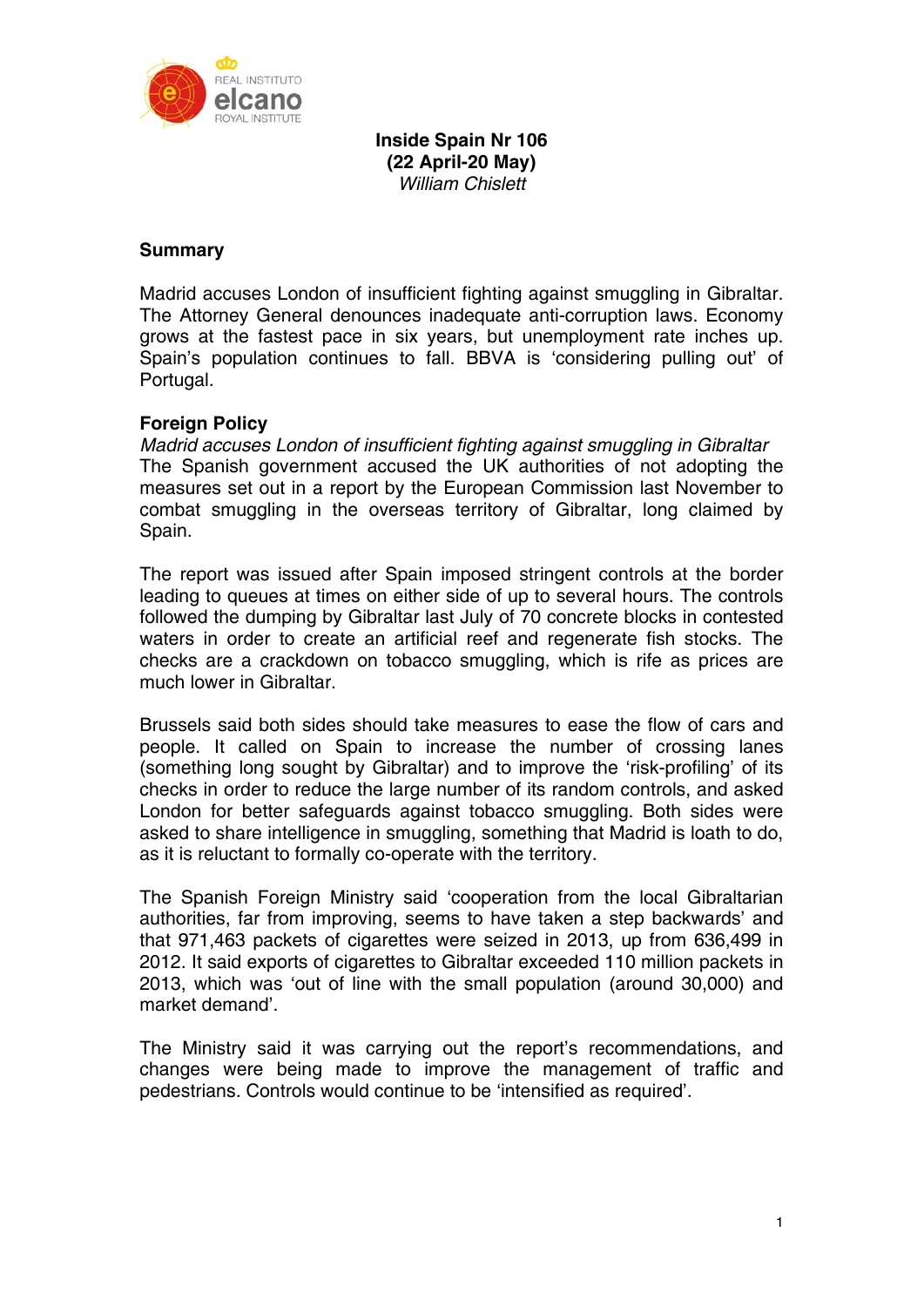**Inside Spain Nr 106**
**(22 April-20 May)**
*William Chislett*

## Summary

Madrid accuses London of insufficient fighting against smuggling in Gibraltar. The Attorney General denounces inadequate anti-corruption laws. Economy grows at the fastest pace in six years, but unemployment rate inches up. Spain's population continues to fall. BBVA is 'considering pulling out' of Portugal.

## Foreign Policy

*Madrid accuses London of insufficient fighting against smuggling in Gibraltar*

The Spanish government accused the UK authorities of not adopting the measures set out in a report by the European Commission last November to combat smuggling in the overseas territory of Gibraltar, long claimed by Spain.

The report was issued after Spain imposed stringent controls at the border leading to queues at times on either side of up to several hours. The controls followed the dumping by Gibraltar last July of 70 concrete blocks in contested waters in order to create an artificial reef and regenerate fish stocks. The checks are a crackdown on tobacco smuggling, which is rife as prices are much lower in Gibraltar.

Brussels said both sides should take measures to ease the flow of cars and people. It called on Spain to increase the number of crossing lanes (something long sought by Gibraltar) and to improve the 'risk-profiling' of its checks in order to reduce the large number of its random controls, and asked London for better safeguards against tobacco smuggling. Both sides were asked to share intelligence in smuggling, something that Madrid is loath to do, as it is reluctant to formally co-operate with the territory.

The Spanish Foreign Ministry said 'cooperation from the local Gibraltarian authorities, far from improving, seems to have taken a step backwards' and that 971,463 packets of cigarettes were seized in 2013, up from 636,499 in 2012. It said exports of cigarettes to Gibraltar exceeded 110 million packets in 2013, which was 'out of line with the small population (around 30,000) and market demand'.

The Ministry said it was carrying out the report's recommendations, and changes were being made to improve the management of traffic and pedestrians. Controls would continue to be 'intensified as required'.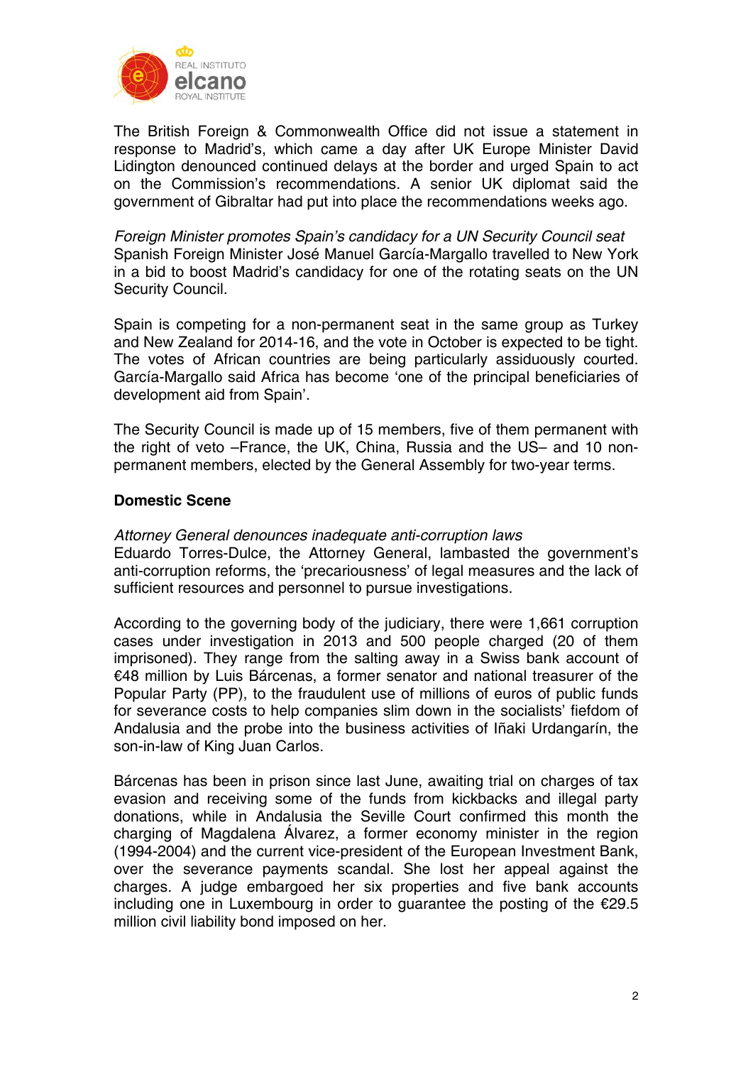The British Foreign & Commonwealth Office did not issue a statement in response to Madrid's, which came a day after UK Europe Minister David Lidington denounced continued delays at the border and urged Spain to act on the Commission's recommendations. A senior UK diplomat said the government of Gibraltar had put into place the recommendations weeks ago.

*Foreign Minister promotes Spain's candidacy for a UN Security Council seat*
Spanish Foreign Minister José Manuel García-Margallo travelled to New York in a bid to boost Madrid's candidacy for one of the rotating seats on the UN Security Council.

Spain is competing for a non-permanent seat in the same group as Turkey and New Zealand for 2014-16, and the vote in October is expected to be tight. The votes of African countries are being particularly assiduously courted. García-Margallo said Africa has become 'one of the principal beneficiaries of development aid from Spain'.

The Security Council is made up of 15 members, five of them permanent with the right of veto –France, the UK, China, Russia and the US– and 10 non-permanent members, elected by the General Assembly for two-year terms.

## Domestic Scene

*Attorney General denounces inadequate anti-corruption laws*
Eduardo Torres-Dulce, the Attorney General, lambasted the government's anti-corruption reforms, the 'precariousness' of legal measures and the lack of sufficient resources and personnel to pursue investigations.

According to the governing body of the judiciary, there were 1,661 corruption cases under investigation in 2013 and 500 people charged (20 of them imprisoned). They range from the salting away in a Swiss bank account of €48 million by Luis Bárcenas, a former senator and national treasurer of the Popular Party (PP), to the fraudulent use of millions of euros of public funds for severance costs to help companies slim down in the socialists' fiefdom of Andalusia and the probe into the business activities of Iñaki Urdangarín, the son-in-law of King Juan Carlos.

Bárcenas has been in prison since last June, awaiting trial on charges of tax evasion and receiving some of the funds from kickbacks and illegal party donations, while in Andalusia the Seville Court confirmed this month the charging of Magdalena Álvarez, a former economy minister in the region (1994-2004) and the current vice-president of the European Investment Bank, over the severance payments scandal. She lost her appeal against the charges. A judge embargoed her six properties and five bank accounts including one in Luxembourg in order to guarantee the posting of the €29.5 million civil liability bond imposed on her.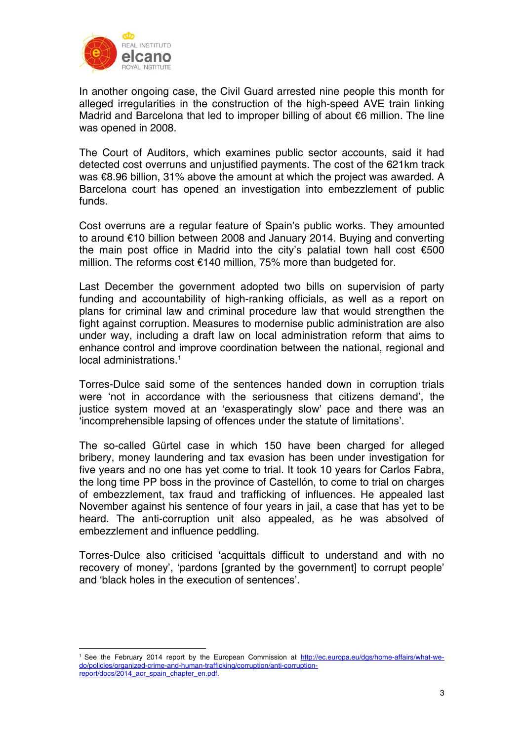In another ongoing case, the Civil Guard arrested nine people this month for alleged irregularities in the construction of the high-speed AVE train linking Madrid and Barcelona that led to improper billing of about €6 million. The line was opened in 2008.

The Court of Auditors, which examines public sector accounts, said it had detected cost overruns and unjustified payments. The cost of the 621km track was €8.96 billion, 31% above the amount at which the project was awarded. A Barcelona court has opened an investigation into embezzlement of public funds.

Cost overruns are a regular feature of Spain's public works. They amounted to around €10 billion between 2008 and January 2014. Buying and converting the main post office in Madrid into the city's palatial town hall cost €500 million. The reforms cost €140 million, 75% more than budgeted for.

Last December the government adopted two bills on supervision of party funding and accountability of high-ranking officials, as well as a report on plans for criminal law and criminal procedure law that would strengthen the fight against corruption. Measures to modernise public administration are also under way, including a draft law on local administration reform that aims to enhance control and improve coordination between the national, regional and local administrations.[1]

Torres-Dulce said some of the sentences handed down in corruption trials were 'not in accordance with the seriousness that citizens demand', the justice system moved at an 'exasperatingly slow' pace and there was an 'incomprehensible lapsing of offences under the statute of limitations'.

The so-called Gürtel case in which 150 have been charged for alleged bribery, money laundering and tax evasion has been under investigation for five years and no one has yet come to trial. It took 10 years for Carlos Fabra, the long time PP boss in the province of Castellón, to come to trial on charges of embezzlement, tax fraud and trafficking of influences. He appealed last November against his sentence of four years in jail, a case that has yet to be heard. The anti-corruption unit also appealed, as he was absolved of embezzlement and influence peddling.

Torres-Dulce also criticised 'acquittals difficult to understand and with no recovery of money', 'pardons [granted by the government] to corrupt people' and 'black holes in the execution of sentences'.

---

[1] See the February 2014 report by the European Commission at http://ec.europa.eu/dgs/home-affairs/what-we-do/policies/organized-crime-and-human-trafficking/corruption/anti-corruption-report/docs/2014_acr_spain_chapter_en.pdf.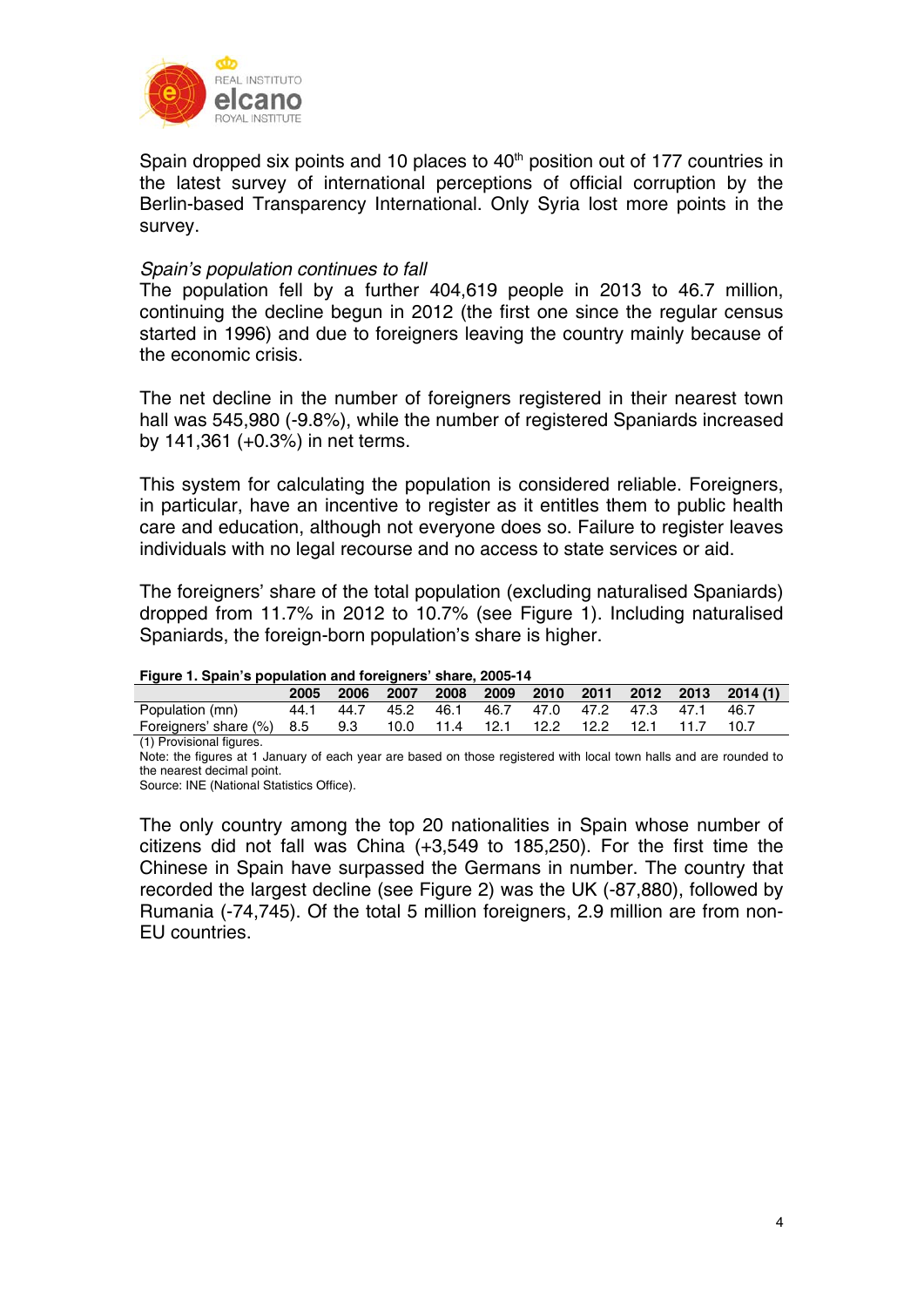Spain dropped six points and 10 places to 40th position out of 177 countries in the latest survey of international perceptions of official corruption by the Berlin-based Transparency International. Only Syria lost more points in the survey.

*Spain's population continues to fall*

The population fell by a further 404,619 people in 2013 to 46.7 million, continuing the decline begun in 2012 (the first one since the regular census started in 1996) and due to foreigners leaving the country mainly because of the economic crisis.

The net decline in the number of foreigners registered in their nearest town hall was 545,980 (-9.8%), while the number of registered Spaniards increased by 141,361 (+0.3%) in net terms.

This system for calculating the population is considered reliable. Foreigners, in particular, have an incentive to register as it entitles them to public health care and education, although not everyone does so. Failure to register leaves individuals with no legal recourse and no access to state services or aid.

The foreigners' share of the total population (excluding naturalised Spaniards) dropped from 11.7% in 2012 to 10.7% (see Figure 1). Including naturalised Spaniards, the foreign-born population's share is higher.

**Figure 1. Spain's population and foreigners' share, 2005-14**

| | 2005 | 2006 | 2007 | 2008 | 2009 | 2010 | 2011 | 2012 | 2013 | 2014 (1) |
|---|---|---|---|---|---|---|---|---|---|---|
| Population (mn) | 44.1 | 44.7 | 45.2 | 46.1 | 46.7 | 47.0 | 47.2 | 47.3 | 47.1 | 46.7 |
| Foreigners' share (%) | 8.5 | 9.3 | 10.0 | 11.4 | 12.1 | 12.2 | 12.2 | 12.1 | 11.7 | 10.7 |

(1) Provisional figures.
Note: the figures at 1 January of each year are based on those registered with local town halls and are rounded to the nearest decimal point.
Source: INE (National Statistics Office).

The only country among the top 20 nationalities in Spain whose number of citizens did not fall was China (+3,549 to 185,250). For the first time the Chinese in Spain have surpassed the Germans in number. The country that recorded the largest decline (see Figure 2) was the UK (-87,880), followed by Rumania (-74,745). Of the total 5 million foreigners, 2.9 million are from non-EU countries.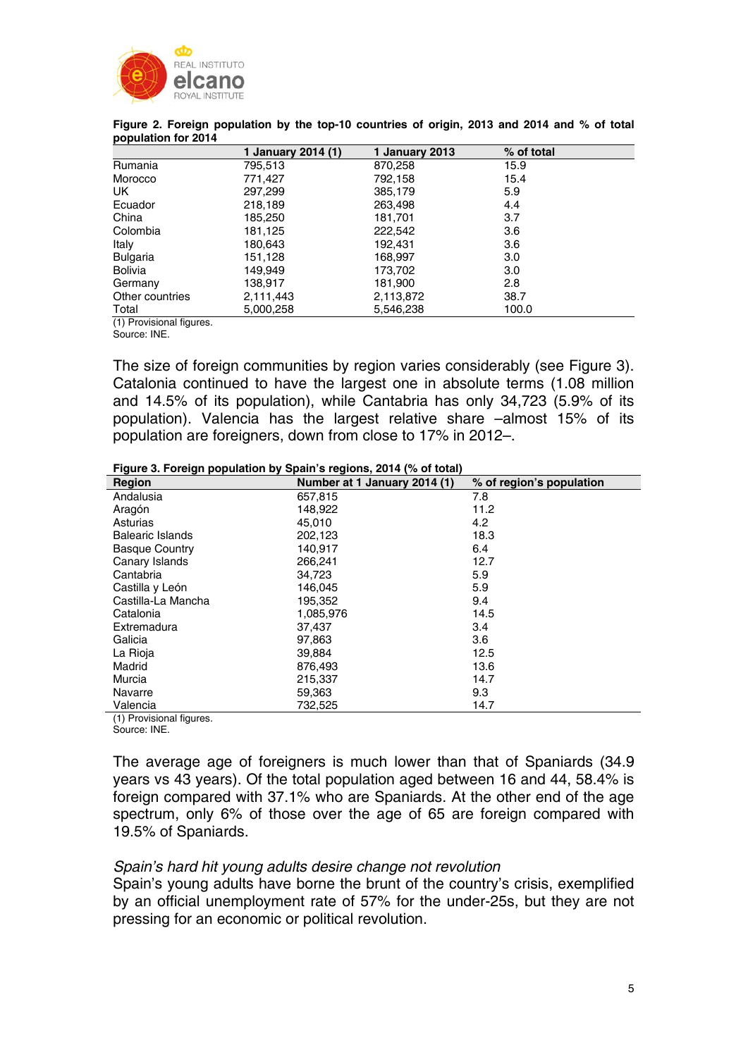**Figure 2. Foreign population by the top-10 countries of origin, 2013 and 2014 and % of total population for 2014**

| | 1 January 2014 (1) | 1 January 2013 | % of total |
|---|---|---|---|
| Rumania | 795,513 | 870,258 | 15.9 |
| Morocco | 771,427 | 792,158 | 15.4 |
| UK | 297,299 | 385,179 | 5.9 |
| Ecuador | 218,189 | 263,498 | 4.4 |
| China | 185,250 | 181,701 | 3.7 |
| Colombia | 181,125 | 222,542 | 3.6 |
| Italy | 180,643 | 192,431 | 3.6 |
| Bulgaria | 151,128 | 168,997 | 3.0 |
| Bolivia | 149,949 | 173,702 | 3.0 |
| Germany | 138,917 | 181,900 | 2.8 |
| Other countries | 2,111,443 | 2,113,872 | 38.7 |
| Total | 5,000,258 | 5,546,238 | 100.0 |

(1) Provisional figures.
Source: INE.

The size of foreign communities by region varies considerably (see Figure 3). Catalonia continued to have the largest one in absolute terms (1.08 million and 14.5% of its population), while Cantabria has only 34,723 (5.9% of its population). Valencia has the largest relative share –almost 15% of its population are foreigners, down from close to 17% in 2012–.

**Figure 3. Foreign population by Spain's regions, 2014 (% of total)**

| Region | Number at 1 January 2014 (1) | % of region's population |
|---|---|---|
| Andalusia | 657,815 | 7.8 |
| Aragón | 148,922 | 11.2 |
| Asturias | 45,010 | 4.2 |
| Balearic Islands | 202,123 | 18.3 |
| Basque Country | 140,917 | 6.4 |
| Canary Islands | 266,241 | 12.7 |
| Cantabria | 34,723 | 5.9 |
| Castilla y León | 146,045 | 5.9 |
| Castilla-La Mancha | 195,352 | 9.4 |
| Catalonia | 1,085,976 | 14.5 |
| Extremadura | 37,437 | 3.4 |
| Galicia | 97,863 | 3.6 |
| La Rioja | 39,884 | 12.5 |
| Madrid | 876,493 | 13.6 |
| Murcia | 215,337 | 14.7 |
| Navarre | 59,363 | 9.3 |
| Valencia | 732,525 | 14.7 |

(1) Provisional figures.
Source: INE.

The average age of foreigners is much lower than that of Spaniards (34.9 years vs 43 years). Of the total population aged between 16 and 44, 58.4% is foreign compared with 37.1% who are Spaniards. At the other end of the age spectrum, only 6% of those over the age of 65 are foreign compared with 19.5% of Spaniards.

*Spain's hard hit young adults desire change not revolution*

Spain's young adults have borne the brunt of the country's crisis, exemplified by an official unemployment rate of 57% for the under-25s, but they are not pressing for an economic or political revolution.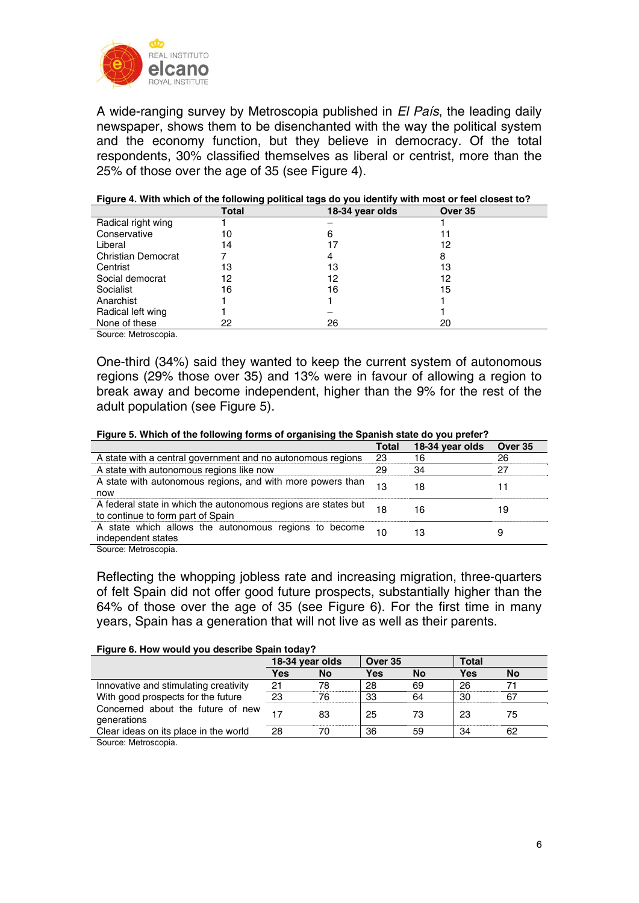A wide-ranging survey by Metroscopia published in *El País*, the leading daily newspaper, shows them to be disenchanted with the way the political system and the economy function, but they believe in democracy. Of the total respondents, 30% classified themselves as liberal or centrist, more than the 25% of those over the age of 35 (see Figure 4).

**Figure 4. With which of the following political tags do you identify with most or feel closest to?**

| | Total | 18-34 year olds | Over 35 |
|---|---|---|---|
| Radical right wing | 1 | – | 1 |
| Conservative | 10 | 6 | 11 |
| Liberal | 14 | 17 | 12 |
| Christian Democrat | 7 | 4 | 8 |
| Centrist | 13 | 13 | 13 |
| Social democrat | 12 | 12 | 12 |
| Socialist | 16 | 16 | 15 |
| Anarchist | 1 | 1 | 1 |
| Radical left wing | 1 | – | 1 |
| None of these | 22 | 26 | 20 |

Source: Metroscopia.

One-third (34%) said they wanted to keep the current system of autonomous regions (29% those over 35) and 13% were in favour of allowing a region to break away and become independent, higher than the 9% for the rest of the adult population (see Figure 5).

**Figure 5. Which of the following forms of organising the Spanish state do you prefer?**

| | Total | 18-34 year olds | Over 35 |
|---|---|---|---|
| A state with a central government and no autonomous regions | 23 | 16 | 26 |
| A state with autonomous regions like now | 29 | 34 | 27 |
| A state with autonomous regions, and with more powers than now | 13 | 18 | 11 |
| A federal state in which the autonomous regions are states but to continue to form part of Spain | 18 | 16 | 19 |
| A state which allows the autonomous regions to become independent states | 10 | 13 | 9 |

Source: Metroscopia.

Reflecting the whopping jobless rate and increasing migration, three-quarters of felt Spain did not offer good future prospects, substantially higher than the 64% of those over the age of 35 (see Figure 6). For the first time in many years, Spain has a generation that will not live as well as their parents.

**Figure 6. How would you describe Spain today?**

| | 18-34 year olds | | Over 35 | | Total | |
|---|---|---|---|---|---|---|
| | Yes | No | Yes | No | Yes | No |
| Innovative and stimulating creativity | 21 | 78 | 28 | 69 | 26 | 71 |
| With good prospects for the future | 23 | 76 | 33 | 64 | 30 | 67 |
| Concerned about the future of new generations | 17 | 83 | 25 | 73 | 23 | 75 |
| Clear ideas on its place in the world | 28 | 70 | 36 | 59 | 34 | 62 |

Source: Metroscopia.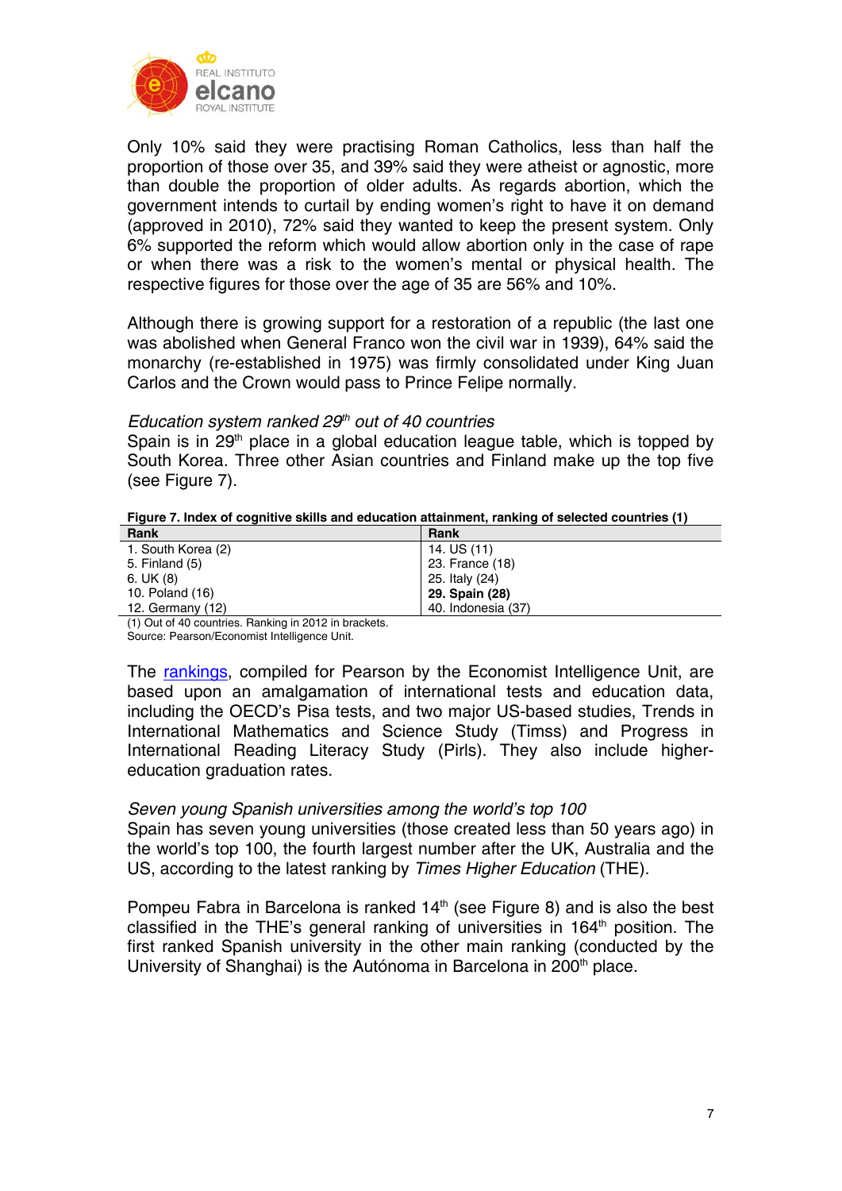Only 10% said they were practising Roman Catholics, less than half the proportion of those over 35, and 39% said they were atheist or agnostic, more than double the proportion of older adults. As regards abortion, which the government intends to curtail by ending women's right to have it on demand (approved in 2010), 72% said they wanted to keep the present system. Only 6% supported the reform which would allow abortion only in the case of rape or when there was a risk to the women's mental or physical health. The respective figures for those over the age of 35 are 56% and 10%.

Although there is growing support for a restoration of a republic (the last one was abolished when General Franco won the civil war in 1939), 64% said the monarchy (re-established in 1975) was firmly consolidated under King Juan Carlos and the Crown would pass to Prince Felipe normally.

*Education system ranked 29th out of 40 countries*

Spain is in 29th place in a global education league table, which is topped by South Korea. Three other Asian countries and Finland make up the top five (see Figure 7).

**Figure 7. Index of cognitive skills and education attainment, ranking of selected countries (1)**

| Rank | Rank |
|---|---|
| 1. South Korea (2) | 14. US (11) |
| 5. Finland (5) | 23. France (18) |
| 6. UK (8) | 25. Italy (24) |
| 10. Poland (16) | **29. Spain (28)** |
| 12. Germany (12) | 40. Indonesia (37) |

(1) Out of 40 countries. Ranking in 2012 in brackets.
Source: Pearson/Economist Intelligence Unit.

The rankings, compiled for Pearson by the Economist Intelligence Unit, are based upon an amalgamation of international tests and education data, including the OECD's Pisa tests, and two major US-based studies, Trends in International Mathematics and Science Study (Timss) and Progress in International Reading Literacy Study (Pirls). They also include higher-education graduation rates.

*Seven young Spanish universities among the world's top 100*

Spain has seven young universities (those created less than 50 years ago) in the world's top 100, the fourth largest number after the UK, Australia and the US, according to the latest ranking by *Times Higher Education* (THE).

Pompeu Fabra in Barcelona is ranked 14th (see Figure 8) and is also the best classified in the THE's general ranking of universities in 164th position. The first ranked Spanish university in the other main ranking (conducted by the University of Shanghai) is the Autónoma in Barcelona in 200th place.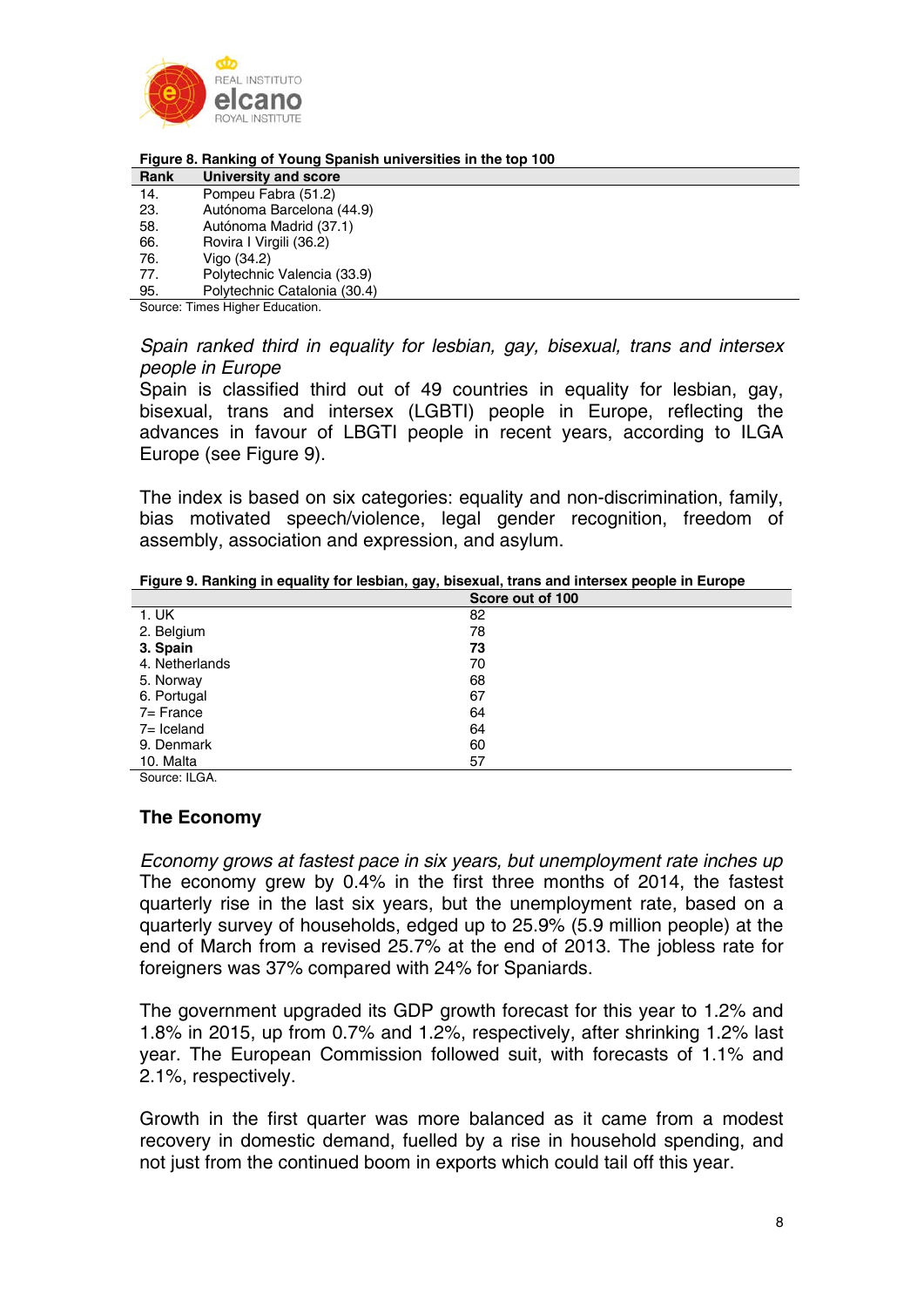**Figure 8. Ranking of Young Spanish universities in the top 100**

| Rank | University and score |
|---|---|
| 14. | Pompeu Fabra (51.2) |
| 23. | Autónoma Barcelona (44.9) |
| 58. | Autónoma Madrid (37.1) |
| 66. | Rovira I Virgili (36.2) |
| 76. | Vigo (34.2) |
| 77. | Polytechnic Valencia (33.9) |
| 95. | Polytechnic Catalonia (30.4) |

Source: Times Higher Education.

*Spain ranked third in equality for lesbian, gay, bisexual, trans and intersex people in Europe*

Spain is classified third out of 49 countries in equality for lesbian, gay, bisexual, trans and intersex (LGBTI) people in Europe, reflecting the advances in favour of LBGTI people in recent years, according to ILGA Europe (see Figure 9).

The index is based on six categories: equality and non-discrimination, family, bias motivated speech/violence, legal gender recognition, freedom of assembly, association and expression, and asylum.

**Figure 9. Ranking in equality for lesbian, gay, bisexual, trans and intersex people in Europe**

| | Score out of 100 |
|---|---|
| 1. UK | 82 |
| 2. Belgium | 78 |
| **3. Spain** | **73** |
| 4. Netherlands | 70 |
| 5. Norway | 68 |
| 6. Portugal | 67 |
| 7= France | 64 |
| 7= Iceland | 64 |
| 9. Denmark | 60 |
| 10. Malta | 57 |

Source: ILGA.

## The Economy

*Economy grows at fastest pace in six years, but unemployment rate inches up*

The economy grew by 0.4% in the first three months of 2014, the fastest quarterly rise in the last six years, but the unemployment rate, based on a quarterly survey of households, edged up to 25.9% (5.9 million people) at the end of March from a revised 25.7% at the end of 2013. The jobless rate for foreigners was 37% compared with 24% for Spaniards.

The government upgraded its GDP growth forecast for this year to 1.2% and 1.8% in 2015, up from 0.7% and 1.2%, respectively, after shrinking 1.2% last year. The European Commission followed suit, with forecasts of 1.1% and 2.1%, respectively.

Growth in the first quarter was more balanced as it came from a modest recovery in domestic demand, fuelled by a rise in household spending, and not just from the continued boom in exports which could tail off this year.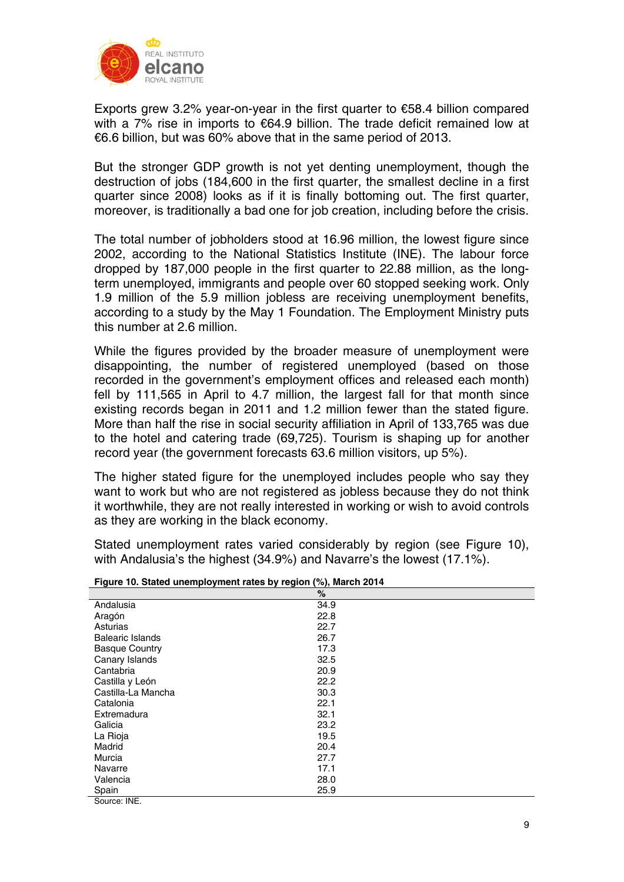Exports grew 3.2% year-on-year in the first quarter to €58.4 billion compared with a 7% rise in imports to €64.9 billion. The trade deficit remained low at €6.6 billion, but was 60% above that in the same period of 2013.

But the stronger GDP growth is not yet denting unemployment, though the destruction of jobs (184,600 in the first quarter, the smallest decline in a first quarter since 2008) looks as if it is finally bottoming out. The first quarter, moreover, is traditionally a bad one for job creation, including before the crisis.

The total number of jobholders stood at 16.96 million, the lowest figure since 2002, according to the National Statistics Institute (INE). The labour force dropped by 187,000 people in the first quarter to 22.88 million, as the long-term unemployed, immigrants and people over 60 stopped seeking work. Only 1.9 million of the 5.9 million jobless are receiving unemployment benefits, according to a study by the May 1 Foundation. The Employment Ministry puts this number at 2.6 million.

While the figures provided by the broader measure of unemployment were disappointing, the number of registered unemployed (based on those recorded in the government's employment offices and released each month) fell by 111,565 in April to 4.7 million, the largest fall for that month since existing records began in 2011 and 1.2 million fewer than the stated figure. More than half the rise in social security affiliation in April of 133,765 was due to the hotel and catering trade (69,725). Tourism is shaping up for another record year (the government forecasts 63.6 million visitors, up 5%).

The higher stated figure for the unemployed includes people who say they want to work but who are not registered as jobless because they do not think it worthwhile, they are not really interested in working or wish to avoid controls as they are working in the black economy.

Stated unemployment rates varied considerably by region (see Figure 10), with Andalusia's the highest (34.9%) and Navarre's the lowest (17.1%).

**Figure 10. Stated unemployment rates by region (%), March 2014**

| | % |
|---|---|
| Andalusia | 34.9 |
| Aragón | 22.8 |
| Asturias | 22.7 |
| Balearic Islands | 26.7 |
| Basque Country | 17.3 |
| Canary Islands | 32.5 |
| Cantabria | 20.9 |
| Castilla y León | 22.2 |
| Castilla-La Mancha | 30.3 |
| Catalonia | 22.1 |
| Extremadura | 32.1 |
| Galicia | 23.2 |
| La Rioja | 19.5 |
| Madrid | 20.4 |
| Murcia | 27.7 |
| Navarre | 17.1 |
| Valencia | 28.0 |
| Spain | 25.9 |

Source: INE.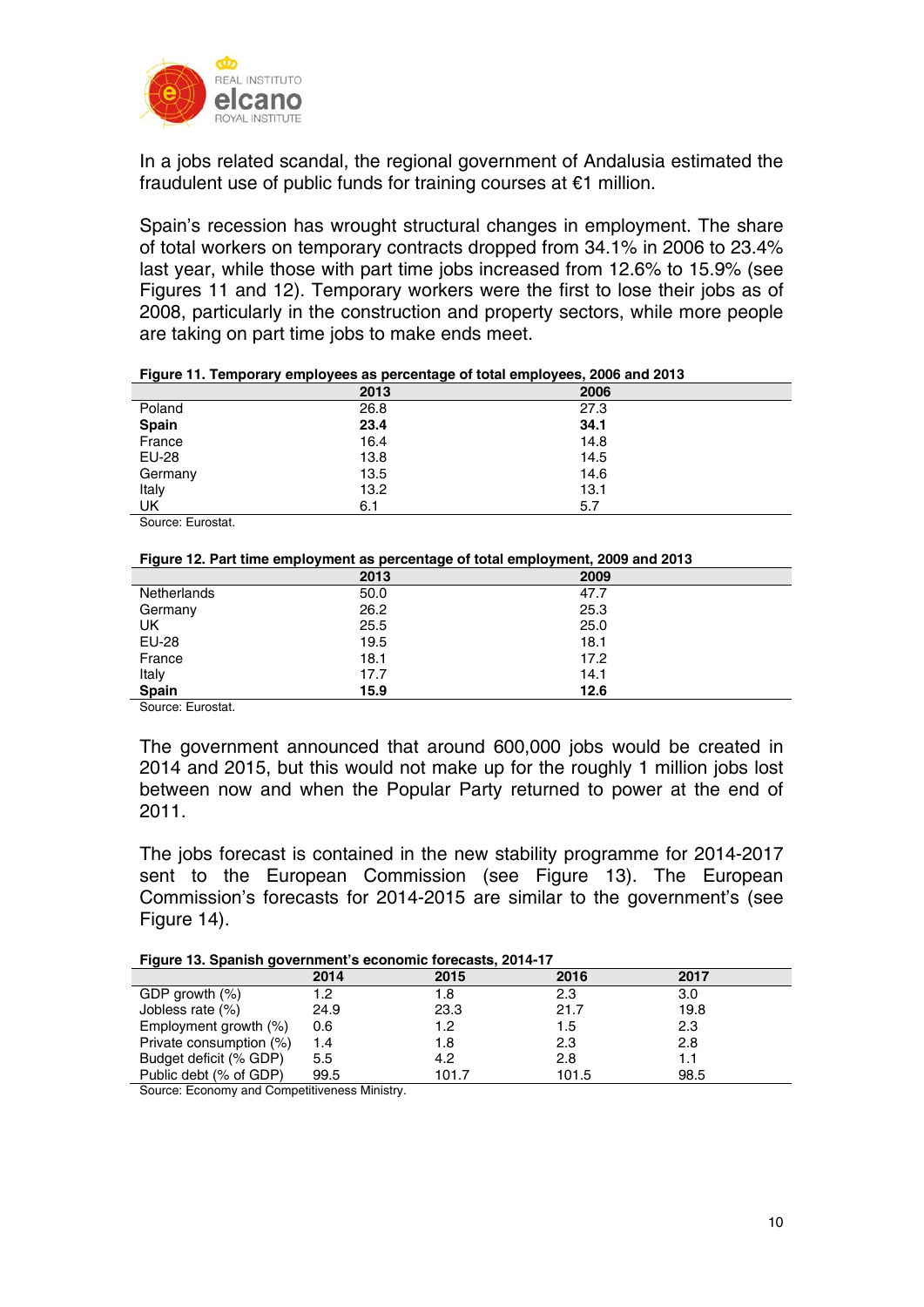In a jobs related scandal, the regional government of Andalusia estimated the fraudulent use of public funds for training courses at €1 million.

Spain's recession has wrought structural changes in employment. The share of total workers on temporary contracts dropped from 34.1% in 2006 to 23.4% last year, while those with part time jobs increased from 12.6% to 15.9% (see Figures 11 and 12). Temporary workers were the first to lose their jobs as of 2008, particularly in the construction and property sectors, while more people are taking on part time jobs to make ends meet.

**Figure 11. Temporary employees as percentage of total employees, 2006 and 2013**

| | 2013 | 2006 |
|---|---|---|
| Poland | 26.8 | 27.3 |
| **Spain** | **23.4** | **34.1** |
| France | 16.4 | 14.8 |
| EU-28 | 13.8 | 14.5 |
| Germany | 13.5 | 14.6 |
| Italy | 13.2 | 13.1 |
| UK | 6.1 | 5.7 |

Source: Eurostat.

**Figure 12. Part time employment as percentage of total employment, 2009 and 2013**

| | 2013 | 2009 |
|---|---|---|
| Netherlands | 50.0 | 47.7 |
| Germany | 26.2 | 25.3 |
| UK | 25.5 | 25.0 |
| EU-28 | 19.5 | 18.1 |
| France | 18.1 | 17.2 |
| Italy | 17.7 | 14.1 |
| **Spain** | **15.9** | **12.6** |

Source: Eurostat.

The government announced that around 600,000 jobs would be created in 2014 and 2015, but this would not make up for the roughly 1 million jobs lost between now and when the Popular Party returned to power at the end of 2011.

The jobs forecast is contained in the new stability programme for 2014-2017 sent to the European Commission (see Figure 13). The European Commission's forecasts for 2014-2015 are similar to the government's (see Figure 14).

**Figure 13. Spanish government's economic forecasts, 2014-17**

| | 2014 | 2015 | 2016 | 2017 |
|---|---|---|---|---|
| GDP growth (%) | 1.2 | 1.8 | 2.3 | 3.0 |
| Jobless rate (%) | 24.9 | 23.3 | 21.7 | 19.8 |
| Employment growth (%) | 0.6 | 1.2 | 1.5 | 2.3 |
| Private consumption (%) | 1.4 | 1.8 | 2.3 | 2.8 |
| Budget deficit (% GDP) | 5.5 | 4.2 | 2.8 | 1.1 |
| Public debt (% of GDP) | 99.5 | 101.7 | 101.5 | 98.5 |

Source: Economy and Competitiveness Ministry.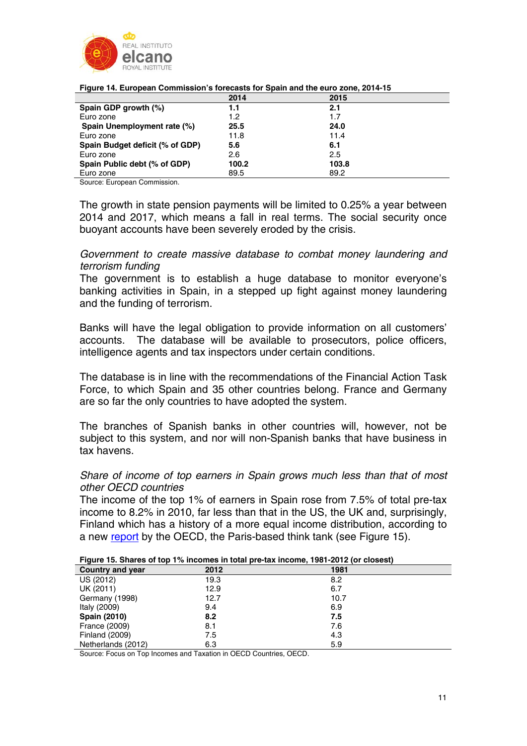**Figure 14. European Commission's forecasts for Spain and the euro zone, 2014-15**

| | 2014 | 2015 |
|---|---|---|
| **Spain GDP growth (%)** | **1.1** | **2.1** |
| Euro zone | 1.2 | 1.7 |
| **Spain Unemployment rate (%)** | **25.5** | **24.0** |
| Euro zone | 11.8 | 11.4 |
| **Spain Budget deficit (% of GDP)** | **5.6** | **6.1** |
| Euro zone | 2.6 | 2.5 |
| **Spain Public debt (% of GDP)** | **100.2** | **103.8** |
| Euro zone | 89.5 | 89.2 |

Source: European Commission.

The growth in state pension payments will be limited to 0.25% a year between 2014 and 2017, which means a fall in real terms. The social security once buoyant accounts have been severely eroded by the crisis.

*Government to create massive database to combat money laundering and terrorism funding*

The government is to establish a huge database to monitor everyone's banking activities in Spain, in a stepped up fight against money laundering and the funding of terrorism.

Banks will have the legal obligation to provide information on all customers' accounts. The database will be available to prosecutors, police officers, intelligence agents and tax inspectors under certain conditions.

The database is in line with the recommendations of the Financial Action Task Force, to which Spain and 35 other countries belong. France and Germany are so far the only countries to have adopted the system.

The branches of Spanish banks in other countries will, however, not be subject to this system, and nor will non-Spanish banks that have business in tax havens.

*Share of income of top earners in Spain grows much less than that of most other OECD countries*

The income of the top 1% of earners in Spain rose from 7.5% of total pre-tax income to 8.2% in 2010, far less than that in the US, the UK and, surprisingly, Finland which has a history of a more equal income distribution, according to a new report by the OECD, the Paris-based think tank (see Figure 15).

**Figure 15. Shares of top 1% incomes in total pre-tax income, 1981-2012 (or closest)**

| Country and year | 2012 | 1981 |
|---|---|---|
| US (2012) | 19.3 | 8.2 |
| UK (2011) | 12.9 | 6.7 |
| Germany (1998) | 12.7 | 10.7 |
| Italy (2009) | 9.4 | 6.9 |
| **Spain (2010)** | **8.2** | **7.5** |
| France (2009) | 8.1 | 7.6 |
| Finland (2009) | 7.5 | 4.3 |
| Netherlands (2012) | 6.3 | 5.9 |

Source: Focus on Top Incomes and Taxation in OECD Countries, OECD.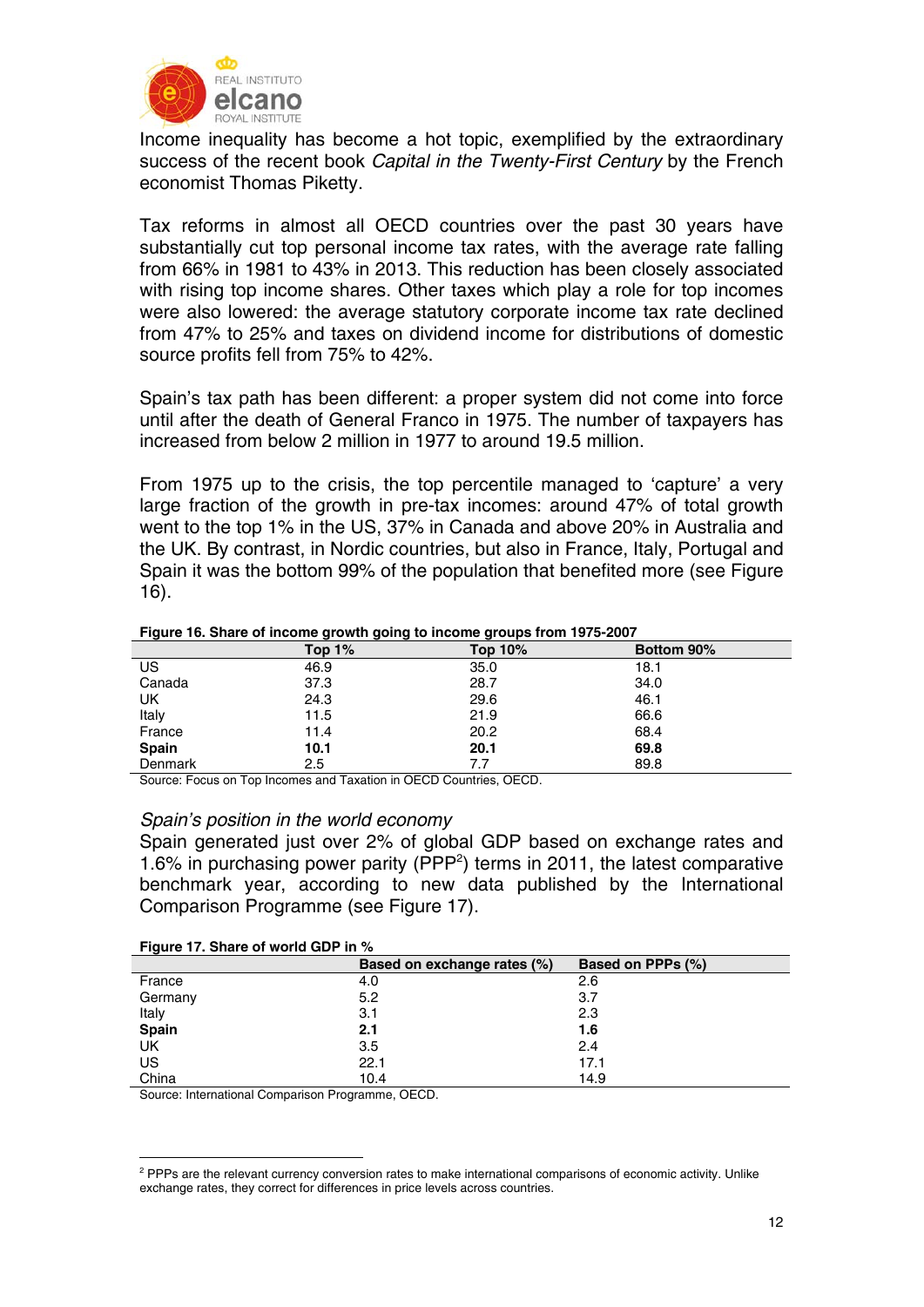Income inequality has become a hot topic, exemplified by the extraordinary success of the recent book *Capital in the Twenty-First Century* by the French economist Thomas Piketty.

Tax reforms in almost all OECD countries over the past 30 years have substantially cut top personal income tax rates, with the average rate falling from 66% in 1981 to 43% in 2013. This reduction has been closely associated with rising top income shares. Other taxes which play a role for top incomes were also lowered: the average statutory corporate income tax rate declined from 47% to 25% and taxes on dividend income for distributions of domestic source profits fell from 75% to 42%.

Spain's tax path has been different: a proper system did not come into force until after the death of General Franco in 1975. The number of taxpayers has increased from below 2 million in 1977 to around 19.5 million.

From 1975 up to the crisis, the top percentile managed to 'capture' a very large fraction of the growth in pre-tax incomes: around 47% of total growth went to the top 1% in the US, 37% in Canada and above 20% in Australia and the UK. By contrast, in Nordic countries, but also in France, Italy, Portugal and Spain it was the bottom 99% of the population that benefited more (see Figure 16).

**Figure 16. Share of income growth going to income groups from 1975-2007**

| | Top 1% | Top 10% | Bottom 90% |
|---|---|---|---|
| US | 46.9 | 35.0 | 18.1 |
| Canada | 37.3 | 28.7 | 34.0 |
| UK | 24.3 | 29.6 | 46.1 |
| Italy | 11.5 | 21.9 | 66.6 |
| France | 11.4 | 20.2 | 68.4 |
| **Spain** | **10.1** | **20.1** | **69.8** |
| Denmark | 2.5 | 7.7 | 89.8 |

Source: Focus on Top Incomes and Taxation in OECD Countries, OECD.

*Spain's position in the world economy*

Spain generated just over 2% of global GDP based on exchange rates and 1.6% in purchasing power parity (PPP[2]) terms in 2011, the latest comparative benchmark year, according to new data published by the International Comparison Programme (see Figure 17).

**Figure 17. Share of world GDP in %**

| | Based on exchange rates (%) | Based on PPPs (%) |
|---|---|---|
| France | 4.0 | 2.6 |
| Germany | 5.2 | 3.7 |
| Italy | 3.1 | 2.3 |
| **Spain** | **2.1** | **1.6** |
| UK | 3.5 | 2.4 |
| US | 22.1 | 17.1 |
| China | 10.4 | 14.9 |

Source: International Comparison Programme, OECD.

[2] PPPs are the relevant currency conversion rates to make international comparisons of economic activity. Unlike exchange rates, they correct for differences in price levels across countries.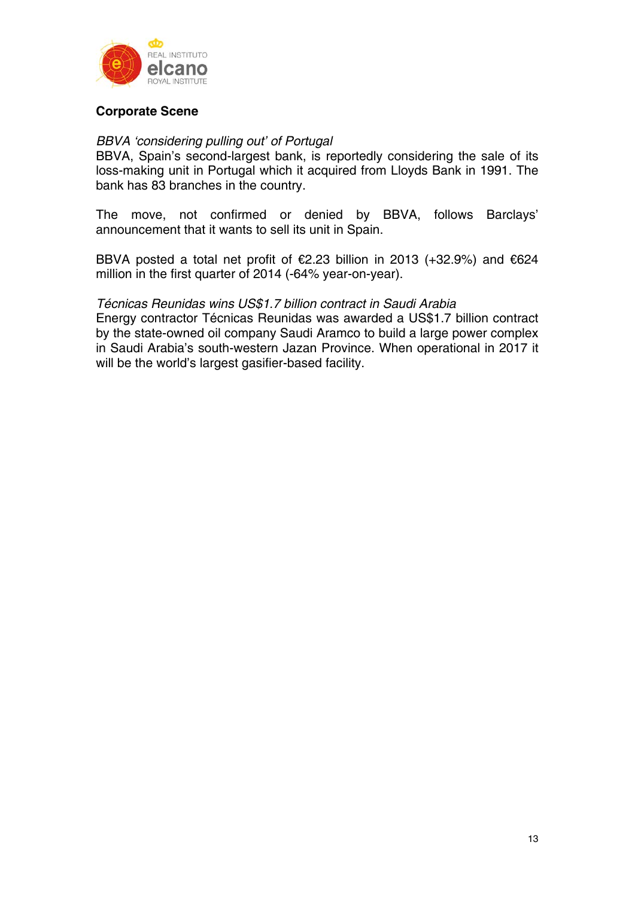## Corporate Scene

*BBVA 'considering pulling out' of Portugal*

BBVA, Spain's second-largest bank, is reportedly considering the sale of its loss-making unit in Portugal which it acquired from Lloyds Bank in 1991. The bank has 83 branches in the country.

The move, not confirmed or denied by BBVA, follows Barclays' announcement that it wants to sell its unit in Spain.

BBVA posted a total net profit of €2.23 billion in 2013 (+32.9%) and €624 million in the first quarter of 2014 (-64% year-on-year).

*Técnicas Reunidas wins US$1.7 billion contract in Saudi Arabia*

Energy contractor Técnicas Reunidas was awarded a US$1.7 billion contract by the state-owned oil company Saudi Aramco to build a large power complex in Saudi Arabia's south-western Jazan Province. When operational in 2017 it will be the world's largest gasifier-based facility.